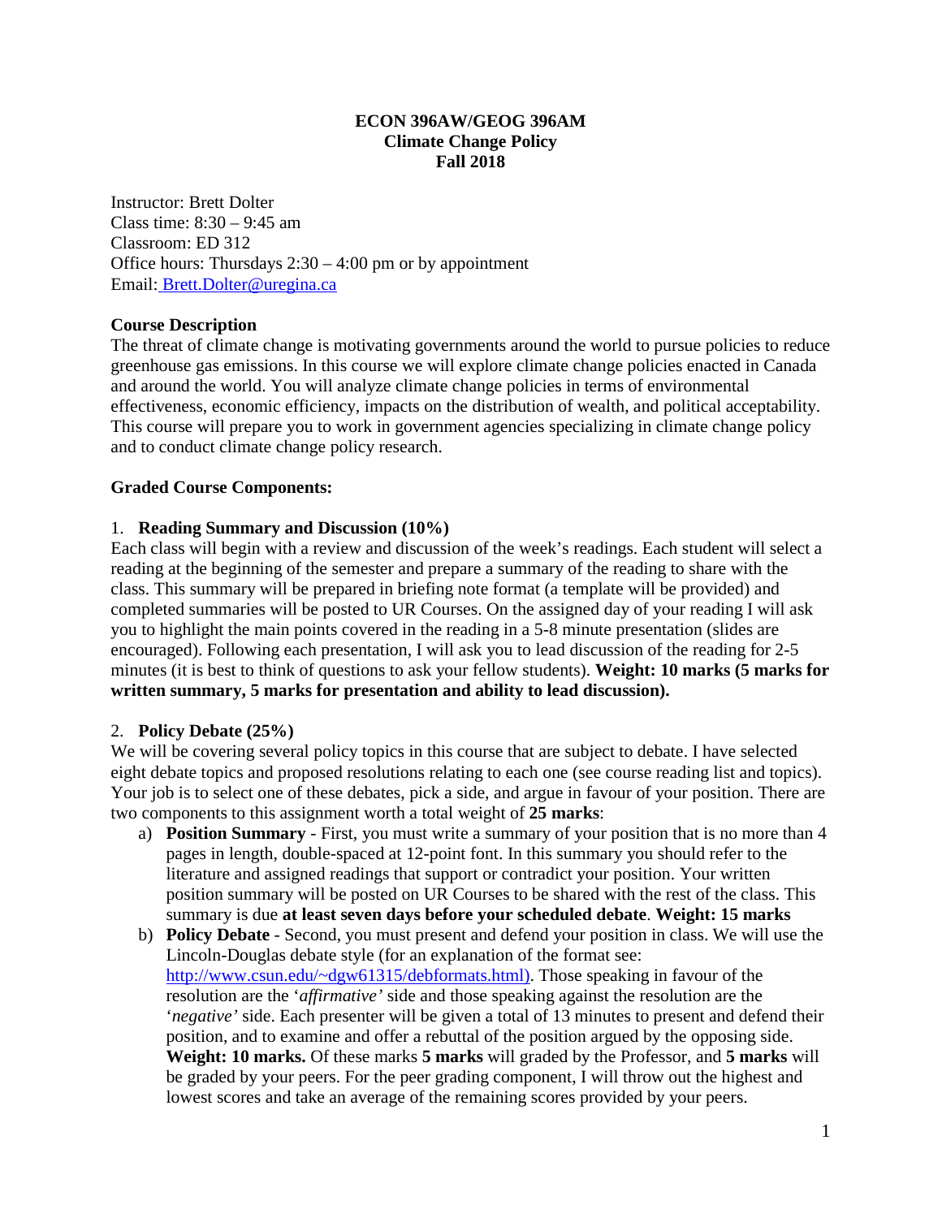# ECON 396AW/GEOG 396AM
# Climate Change Policy
# Fall 2018

Instructor: Brett Dolter
Class time: 8:30 – 9:45 am
Classroom: ED 312
Office hours: Thursdays 2:30 – 4:00 pm or by appointment
Email: Brett.Dolter@uregina.ca

## Course Description

The threat of climate change is motivating governments around the world to pursue policies to reduce greenhouse gas emissions. In this course we will explore climate change policies enacted in Canada and around the world. You will analyze climate change policies in terms of environmental effectiveness, economic efficiency, impacts on the distribution of wealth, and political acceptability. This course will prepare you to work in government agencies specializing in climate change policy and to conduct climate change policy research.

## Graded Course Components:

1. **Reading Summary and Discussion (10%)**

Each class will begin with a review and discussion of the week's readings. Each student will select a reading at the beginning of the semester and prepare a summary of the reading to share with the class. This summary will be prepared in briefing note format (a template will be provided) and completed summaries will be posted to UR Courses. On the assigned day of your reading I will ask you to highlight the main points covered in the reading in a 5-8 minute presentation (slides are encouraged). Following each presentation, I will ask you to lead discussion of the reading for 2-5 minutes (it is best to think of questions to ask your fellow students). **Weight: 10 marks (5 marks for written summary, 5 marks for presentation and ability to lead discussion).**

2. **Policy Debate (25%)**

We will be covering several policy topics in this course that are subject to debate. I have selected eight debate topics and proposed resolutions relating to each one (see course reading list and topics). Your job is to select one of these debates, pick a side, and argue in favour of your position. There are two components to this assignment worth a total weight of **25 marks**:

a) **Position Summary** - First, you must write a summary of your position that is no more than 4 pages in length, double-spaced at 12-point font. In this summary you should refer to the literature and assigned readings that support or contradict your position. Your written position summary will be posted on UR Courses to be shared with the rest of the class. This summary is due **at least seven days before your scheduled debate**. **Weight: 15 marks**

b) **Policy Debate** - Second, you must present and defend your position in class. We will use the Lincoln-Douglas debate style (for an explanation of the format see: http://www.csun.edu/~dgw61315/debformats.html). Those speaking in favour of the resolution are the '*affirmative'* side and those speaking against the resolution are the '*negative'* side. Each presenter will be given a total of 13 minutes to present and defend their position, and to examine and offer a rebuttal of the position argued by the opposing side. **Weight: 10 marks.** Of these marks **5 marks** will graded by the Professor, and **5 marks** will be graded by your peers. For the peer grading component, I will throw out the highest and lowest scores and take an average of the remaining scores provided by your peers.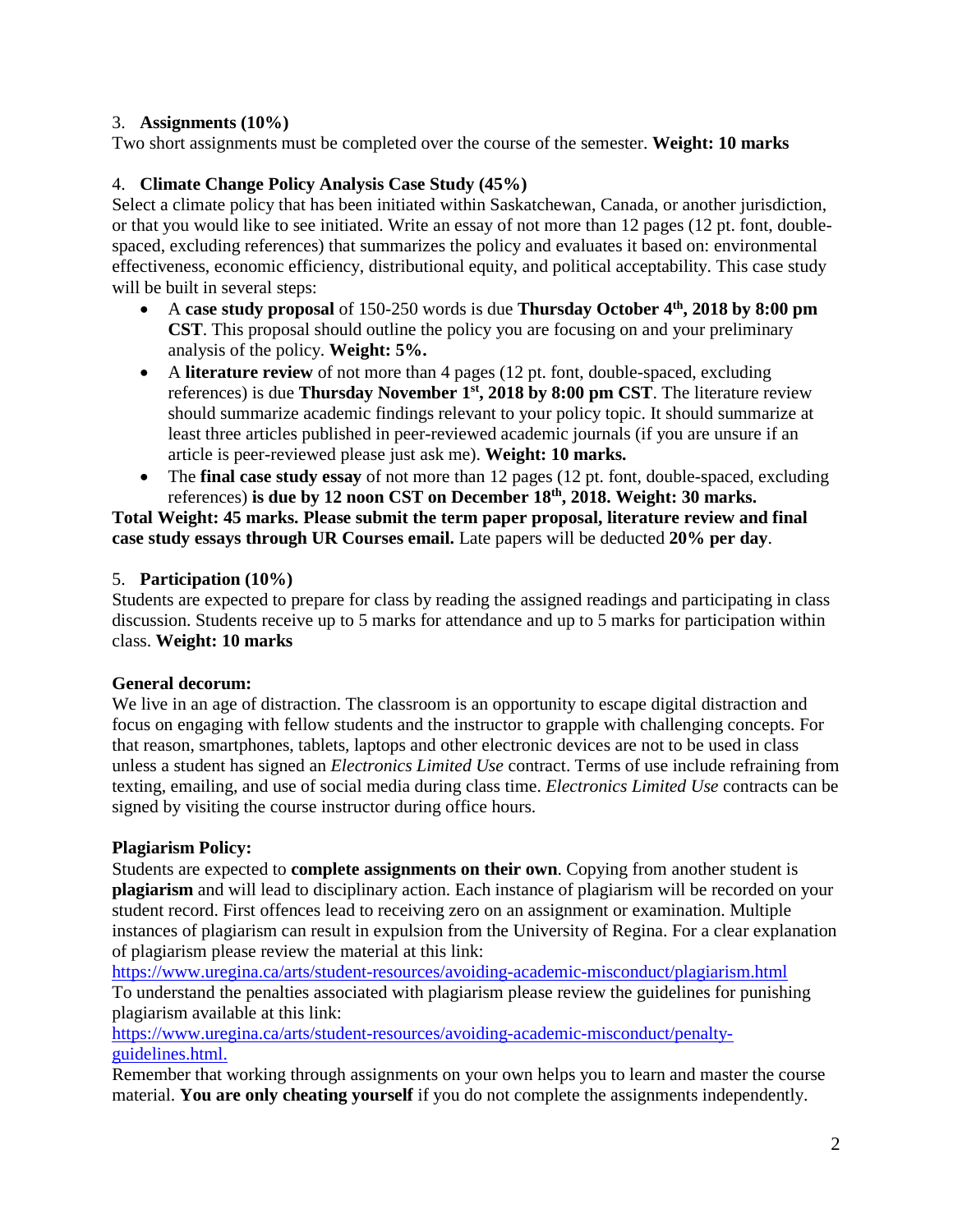3. **Assignments (10%)**

Two short assignments must be completed over the course of the semester. **Weight: 10 marks**

4. **Climate Change Policy Analysis Case Study (45%)**

Select a climate policy that has been initiated within Saskatchewan, Canada, or another jurisdiction, or that you would like to see initiated. Write an essay of not more than 12 pages (12 pt. font, double-spaced, excluding references) that summarizes the policy and evaluates it based on: environmental effectiveness, economic efficiency, distributional equity, and political acceptability. This case study will be built in several steps:

- A **case study proposal** of 150-250 words is due **Thursday October 4th, 2018 by 8:00 pm CST**. This proposal should outline the policy you are focusing on and your preliminary analysis of the policy. **Weight: 5%.**
- A **literature review** of not more than 4 pages (12 pt. font, double-spaced, excluding references) is due **Thursday November 1st, 2018 by 8:00 pm CST**. The literature review should summarize academic findings relevant to your policy topic. It should summarize at least three articles published in peer-reviewed academic journals (if you are unsure if an article is peer-reviewed please just ask me). **Weight: 10 marks.**
- The **final case study essay** of not more than 12 pages (12 pt. font, double-spaced, excluding references) **is due by 12 noon CST on December 18th, 2018. Weight: 30 marks.**

**Total Weight: 45 marks. Please submit the term paper proposal, literature review and final case study essays through UR Courses email.** Late papers will be deducted **20% per day**.

5. **Participation (10%)**

Students are expected to prepare for class by reading the assigned readings and participating in class discussion. Students receive up to 5 marks for attendance and up to 5 marks for participation within class. **Weight: 10 marks**

**General decorum:**

We live in an age of distraction. The classroom is an opportunity to escape digital distraction and focus on engaging with fellow students and the instructor to grapple with challenging concepts. For that reason, smartphones, tablets, laptops and other electronic devices are not to be used in class unless a student has signed an *Electronics Limited Use* contract. Terms of use include refraining from texting, emailing, and use of social media during class time. *Electronics Limited Use* contracts can be signed by visiting the course instructor during office hours.

**Plagiarism Policy:**

Students are expected to **complete assignments on their own**. Copying from another student is **plagiarism** and will lead to disciplinary action. Each instance of plagiarism will be recorded on your student record. First offences lead to receiving zero on an assignment or examination. Multiple instances of plagiarism can result in expulsion from the University of Regina. For a clear explanation of plagiarism please review the material at this link:
https://www.uregina.ca/arts/student-resources/avoiding-academic-misconduct/plagiarism.html
To understand the penalties associated with plagiarism please review the guidelines for punishing plagiarism available at this link:
https://www.uregina.ca/arts/student-resources/avoiding-academic-misconduct/penalty-guidelines.html.
Remember that working through assignments on your own helps you to learn and master the course material. **You are only cheating yourself** if you do not complete the assignments independently.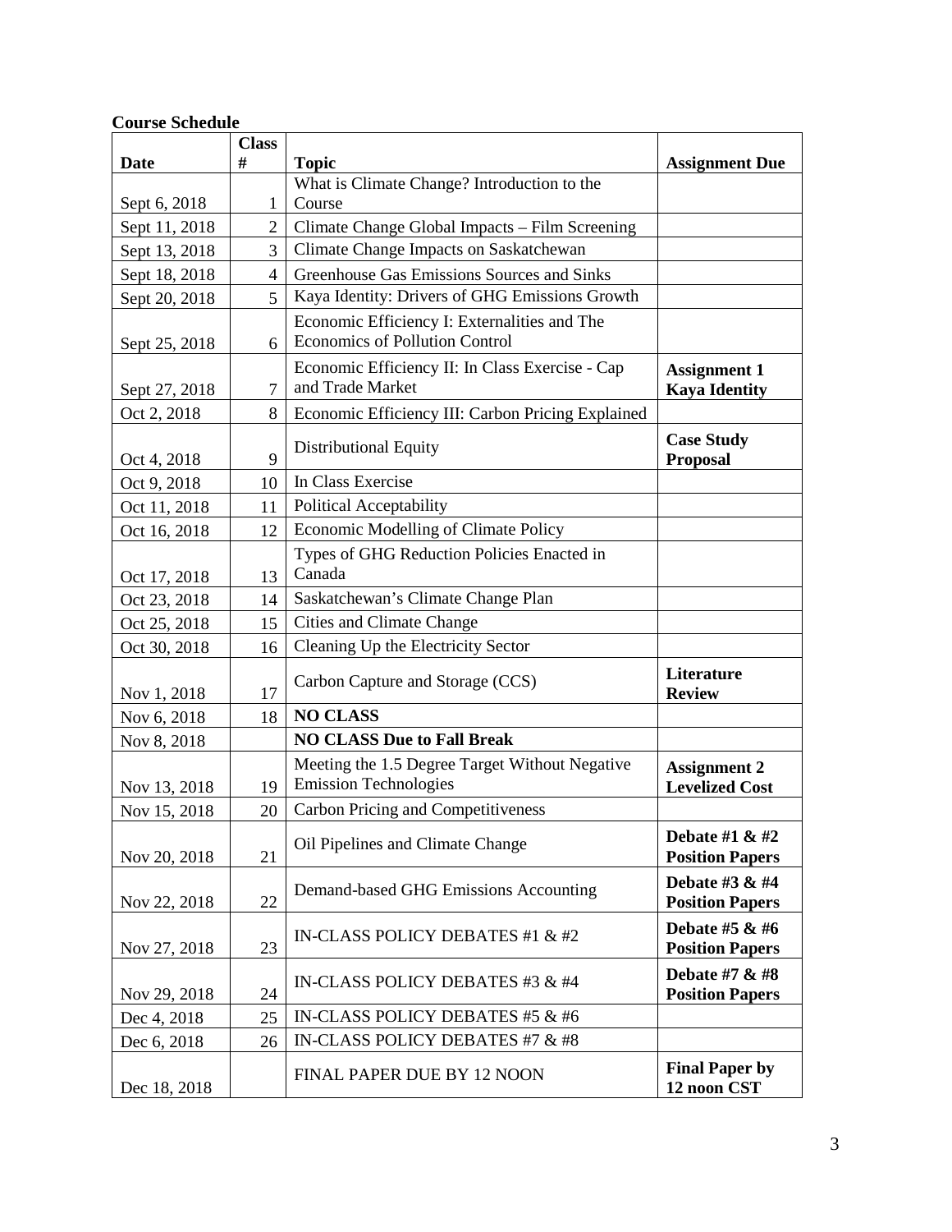**Course Schedule**

| Date | Class # | Topic | Assignment Due |
| --- | --- | --- | --- |
| Sept 6, 2018 | 1 | What is Climate Change? Introduction to the Course | |
| Sept 11, 2018 | 2 | Climate Change Global Impacts – Film Screening | |
| Sept 13, 2018 | 3 | Climate Change Impacts on Saskatchewan | |
| Sept 18, 2018 | 4 | Greenhouse Gas Emissions Sources and Sinks | |
| Sept 20, 2018 | 5 | Kaya Identity: Drivers of GHG Emissions Growth | |
| Sept 25, 2018 | 6 | Economic Efficiency I: Externalities and The Economics of Pollution Control | |
| Sept 27, 2018 | 7 | Economic Efficiency II: In Class Exercise - Cap and Trade Market | **Assignment 1 Kaya Identity** |
| Oct 2, 2018 | 8 | Economic Efficiency III: Carbon Pricing Explained | |
| Oct 4, 2018 | 9 | Distributional Equity | **Case Study Proposal** |
| Oct 9, 2018 | 10 | In Class Exercise | |
| Oct 11, 2018 | 11 | Political Acceptability | |
| Oct 16, 2018 | 12 | Economic Modelling of Climate Policy | |
| Oct 17, 2018 | 13 | Types of GHG Reduction Policies Enacted in Canada | |
| Oct 23, 2018 | 14 | Saskatchewan's Climate Change Plan | |
| Oct 25, 2018 | 15 | Cities and Climate Change | |
| Oct 30, 2018 | 16 | Cleaning Up the Electricity Sector | |
| Nov 1, 2018 | 17 | Carbon Capture and Storage (CCS) | **Literature Review** |
| Nov 6, 2018 | 18 | **NO CLASS** | |
| Nov 8, 2018 | | **NO CLASS Due to Fall Break** | |
| Nov 13, 2018 | 19 | Meeting the 1.5 Degree Target Without Negative Emission Technologies | **Assignment 2 Levelized Cost** |
| Nov 15, 2018 | 20 | Carbon Pricing and Competitiveness | |
| Nov 20, 2018 | 21 | Oil Pipelines and Climate Change | **Debate #1 & #2 Position Papers** |
| Nov 22, 2018 | 22 | Demand-based GHG Emissions Accounting | **Debate #3 & #4 Position Papers** |
| Nov 27, 2018 | 23 | IN-CLASS POLICY DEBATES #1 & #2 | **Debate #5 & #6 Position Papers** |
| Nov 29, 2018 | 24 | IN-CLASS POLICY DEBATES #3 & #4 | **Debate #7 & #8 Position Papers** |
| Dec 4, 2018 | 25 | IN-CLASS POLICY DEBATES #5 & #6 | |
| Dec 6, 2018 | 26 | IN-CLASS POLICY DEBATES #7 & #8 | |
| Dec 18, 2018 | | FINAL PAPER DUE BY 12 NOON | **Final Paper by 12 noon CST** |